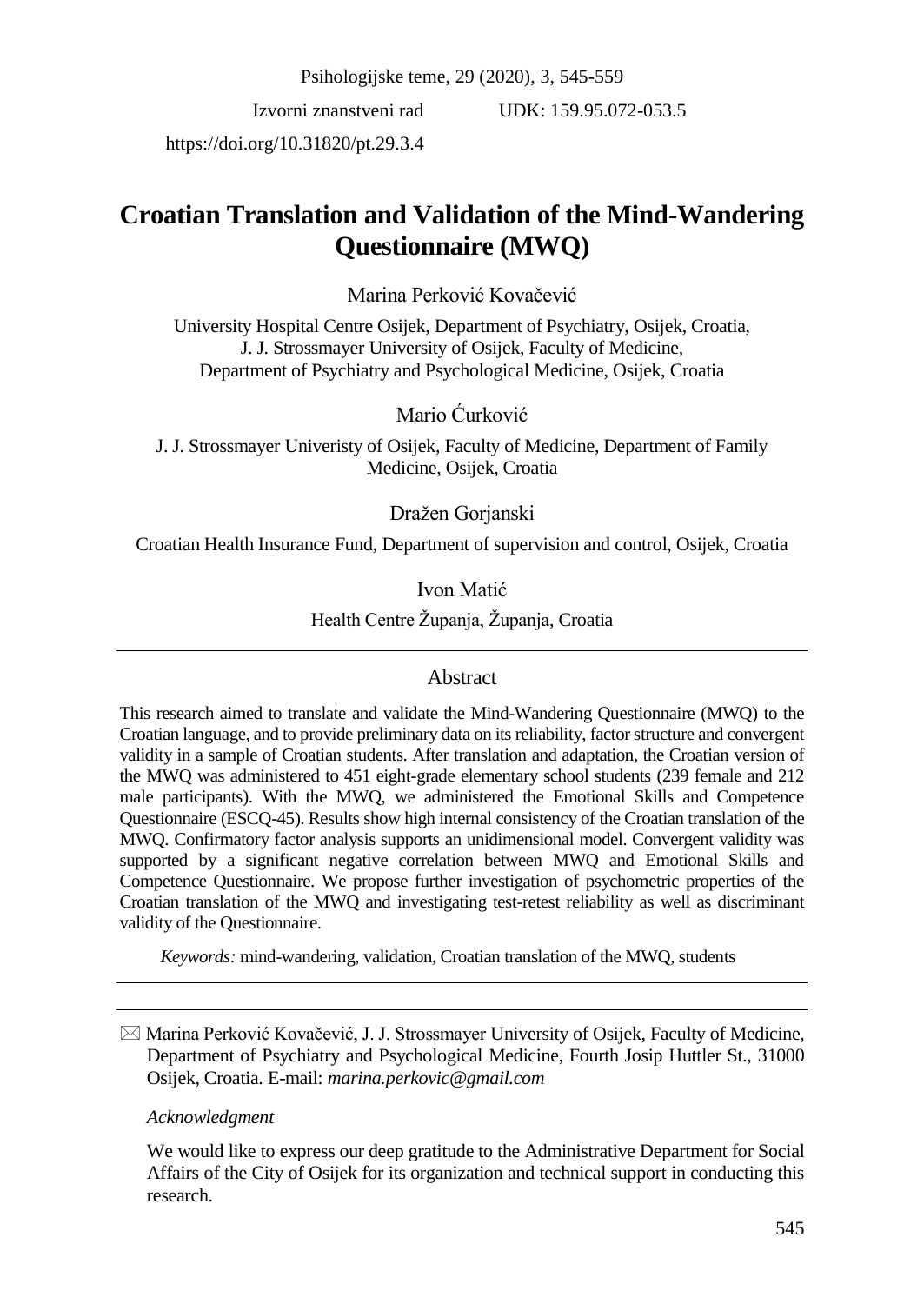Psihologijske teme, 29 (2020), 3, 545-559

Izvorni znanstveni rad UDK: 159.95.072-053.5

https://doi.org/10.31820/pt.29.3.4

# Croatian Translation and Validation of the Mind-Wandering Questionnaire (MWQ)

Marina Perković Kovačević

University Hospital Centre Osijek, Department of Psychiatry, Osijek, Croatia,
J. J. Strossmayer University of Osijek, Faculty of Medicine,
Department of Psychiatry and Psychological Medicine, Osijek, Croatia

Mario Ćurković

J. J. Strossmayer Univeristy of Osijek, Faculty of Medicine, Department of Family Medicine, Osijek, Croatia

Dražen Gorjanski

Croatian Health Insurance Fund, Department of supervision and control, Osijek, Croatia

Ivon Matić

Health Centre Županja, Županja, Croatia

## Abstract

This research aimed to translate and validate the Mind-Wandering Questionnaire (MWQ) to the Croatian language, and to provide preliminary data on its reliability, factor structure and convergent validity in a sample of Croatian students. After translation and adaptation, the Croatian version of the MWQ was administered to 451 eight-grade elementary school students (239 female and 212 male participants). With the MWQ, we administered the Emotional Skills and Competence Questionnaire (ESCQ-45). Results show high internal consistency of the Croatian translation of the MWQ. Confirmatory factor analysis supports an unidimensional model. Convergent validity was supported by a significant negative correlation between MWQ and Emotional Skills and Competence Questionnaire. We propose further investigation of psychometric properties of the Croatian translation of the MWQ and investigating test-retest reliability as well as discriminant validity of the Questionnaire.

*Keywords:* mind-wandering, validation, Croatian translation of the MWQ, students

---

✉ Marina Perković Kovačević, J. J. Strossmayer University of Osijek, Faculty of Medicine, Department of Psychiatry and Psychological Medicine, Fourth Josip Huttler St., 31000 Osijek, Croatia. E-mail: *marina.perkovic@gmail.com*

*Acknowledgment*

We would like to express our deep gratitude to the Administrative Department for Social Affairs of the City of Osijek for its organization and technical support in conducting this research.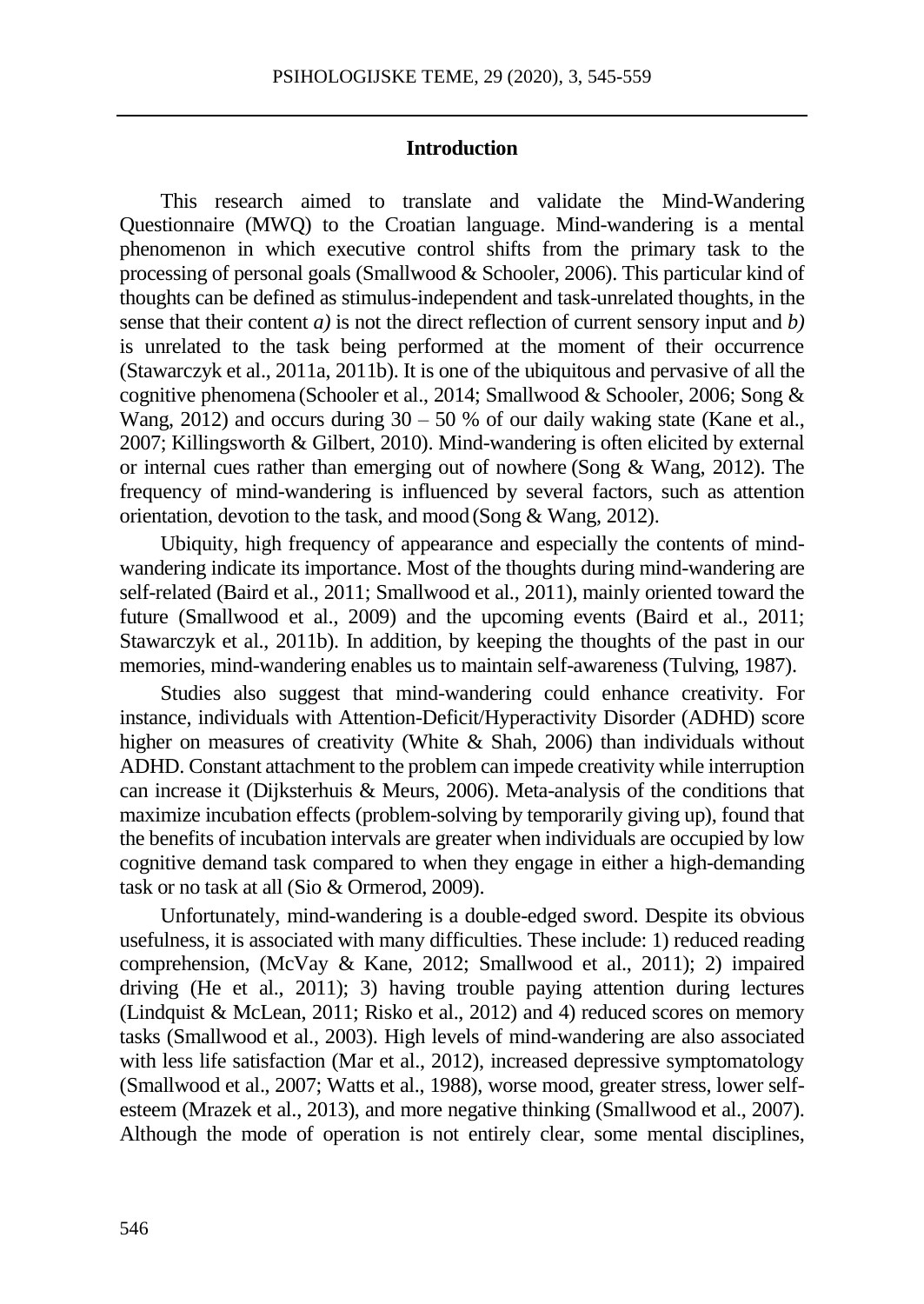## Introduction

This research aimed to translate and validate the Mind-Wandering Questionnaire (MWQ) to the Croatian language. Mind-wandering is a mental phenomenon in which executive control shifts from the primary task to the processing of personal goals (Smallwood & Schooler, 2006). This particular kind of thoughts can be defined as stimulus-independent and task-unrelated thoughts, in the sense that their content *a)* is not the direct reflection of current sensory input and *b)* is unrelated to the task being performed at the moment of their occurrence (Stawarczyk et al., 2011a, 2011b). It is one of the ubiquitous and pervasive of all the cognitive phenomena (Schooler et al., 2014; Smallwood & Schooler, 2006; Song & Wang, 2012) and occurs during 30 – 50 % of our daily waking state (Kane et al., 2007; Killingsworth & Gilbert, 2010). Mind-wandering is often elicited by external or internal cues rather than emerging out of nowhere (Song & Wang, 2012). The frequency of mind-wandering is influenced by several factors, such as attention orientation, devotion to the task, and mood (Song & Wang, 2012).

Ubiquity, high frequency of appearance and especially the contents of mind-wandering indicate its importance. Most of the thoughts during mind-wandering are self-related (Baird et al., 2011; Smallwood et al., 2011), mainly oriented toward the future (Smallwood et al., 2009) and the upcoming events (Baird et al., 2011; Stawarczyk et al., 2011b). In addition, by keeping the thoughts of the past in our memories, mind-wandering enables us to maintain self-awareness (Tulving, 1987).

Studies also suggest that mind-wandering could enhance creativity. For instance, individuals with Attention-Deficit/Hyperactivity Disorder (ADHD) score higher on measures of creativity (White & Shah, 2006) than individuals without ADHD. Constant attachment to the problem can impede creativity while interruption can increase it (Dijksterhuis & Meurs, 2006). Meta-analysis of the conditions that maximize incubation effects (problem-solving by temporarily giving up), found that the benefits of incubation intervals are greater when individuals are occupied by low cognitive demand task compared to when they engage in either a high-demanding task or no task at all (Sio & Ormerod, 2009).

Unfortunately, mind-wandering is a double-edged sword. Despite its obvious usefulness, it is associated with many difficulties. These include: 1) reduced reading comprehension, (McVay & Kane, 2012; Smallwood et al., 2011); 2) impaired driving (He et al., 2011); 3) having trouble paying attention during lectures (Lindquist & McLean, 2011; Risko et al., 2012) and 4) reduced scores on memory tasks (Smallwood et al., 2003). High levels of mind-wandering are also associated with less life satisfaction (Mar et al., 2012), increased depressive symptomatology (Smallwood et al., 2007; Watts et al., 1988), worse mood, greater stress, lower self-esteem (Mrazek et al., 2013), and more negative thinking (Smallwood et al., 2007). Although the mode of operation is not entirely clear, some mental disciplines,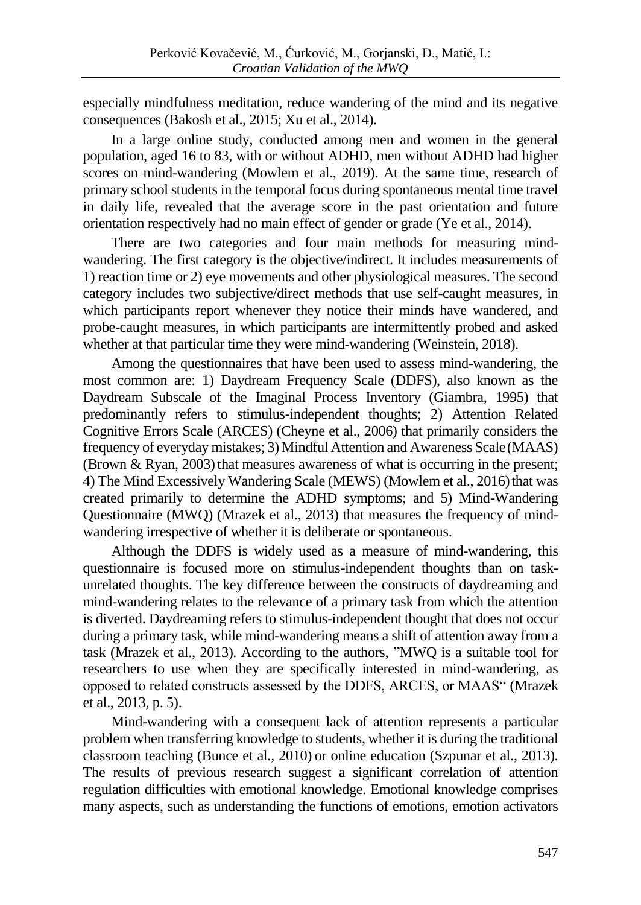especially mindfulness meditation, reduce wandering of the mind and its negative consequences (Bakosh et al., 2015; Xu et al., 2014).

In a large online study, conducted among men and women in the general population, aged 16 to 83, with or without ADHD, men without ADHD had higher scores on mind-wandering (Mowlem et al., 2019). At the same time, research of primary school students in the temporal focus during spontaneous mental time travel in daily life, revealed that the average score in the past orientation and future orientation respectively had no main effect of gender or grade (Ye et al., 2014).

There are two categories and four main methods for measuring mind-wandering. The first category is the objective/indirect. It includes measurements of 1) reaction time or 2) eye movements and other physiological measures. The second category includes two subjective/direct methods that use self-caught measures, in which participants report whenever they notice their minds have wandered, and probe-caught measures, in which participants are intermittently probed and asked whether at that particular time they were mind-wandering (Weinstein, 2018).

Among the questionnaires that have been used to assess mind-wandering, the most common are: 1) Daydream Frequency Scale (DDFS), also known as the Daydream Subscale of the Imaginal Process Inventory (Giambra, 1995) that predominantly refers to stimulus-independent thoughts; 2) Attention Related Cognitive Errors Scale (ARCES) (Cheyne et al., 2006) that primarily considers the frequency of everyday mistakes; 3) Mindful Attention and Awareness Scale (MAAS) (Brown & Ryan, 2003) that measures awareness of what is occurring in the present; 4) The Mind Excessively Wandering Scale (MEWS) (Mowlem et al., 2016) that was created primarily to determine the ADHD symptoms; and 5) Mind-Wandering Questionnaire (MWQ) (Mrazek et al., 2013) that measures the frequency of mind-wandering irrespective of whether it is deliberate or spontaneous.

Although the DDFS is widely used as a measure of mind-wandering, this questionnaire is focused more on stimulus-independent thoughts than on task-unrelated thoughts. The key difference between the constructs of daydreaming and mind-wandering relates to the relevance of a primary task from which the attention is diverted. Daydreaming refers to stimulus-independent thought that does not occur during a primary task, while mind-wandering means a shift of attention away from a task (Mrazek et al., 2013). According to the authors, "MWQ is a suitable tool for researchers to use when they are specifically interested in mind-wandering, as opposed to related constructs assessed by the DDFS, ARCES, or MAAS" (Mrazek et al., 2013, p. 5).

Mind-wandering with a consequent lack of attention represents a particular problem when transferring knowledge to students, whether it is during the traditional classroom teaching (Bunce et al., 2010) or online education (Szpunar et al., 2013). The results of previous research suggest a significant correlation of attention regulation difficulties with emotional knowledge. Emotional knowledge comprises many aspects, such as understanding the functions of emotions, emotion activators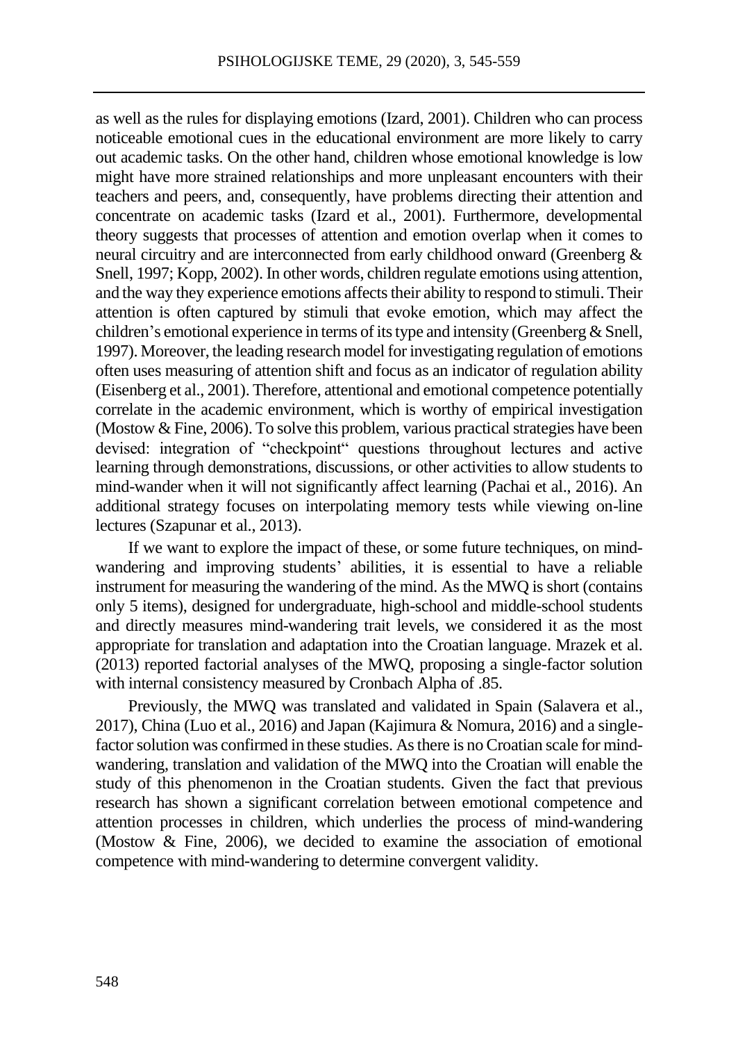as well as the rules for displaying emotions (Izard, 2001). Children who can process noticeable emotional cues in the educational environment are more likely to carry out academic tasks. On the other hand, children whose emotional knowledge is low might have more strained relationships and more unpleasant encounters with their teachers and peers, and, consequently, have problems directing their attention and concentrate on academic tasks (Izard et al., 2001). Furthermore, developmental theory suggests that processes of attention and emotion overlap when it comes to neural circuitry and are interconnected from early childhood onward (Greenberg & Snell, 1997; Kopp, 2002). In other words, children regulate emotions using attention, and the way they experience emotions affects their ability to respond to stimuli. Their attention is often captured by stimuli that evoke emotion, which may affect the children's emotional experience in terms of its type and intensity (Greenberg & Snell, 1997). Moreover, the leading research model for investigating regulation of emotions often uses measuring of attention shift and focus as an indicator of regulation ability (Eisenberg et al., 2001). Therefore, attentional and emotional competence potentially correlate in the academic environment, which is worthy of empirical investigation (Mostow & Fine, 2006). To solve this problem, various practical strategies have been devised: integration of "checkpoint" questions throughout lectures and active learning through demonstrations, discussions, or other activities to allow students to mind-wander when it will not significantly affect learning (Pachai et al., 2016). An additional strategy focuses on interpolating memory tests while viewing on-line lectures (Szapunar et al., 2013).

If we want to explore the impact of these, or some future techniques, on mind-wandering and improving students' abilities, it is essential to have a reliable instrument for measuring the wandering of the mind. As the MWQ is short (contains only 5 items), designed for undergraduate, high-school and middle-school students and directly measures mind-wandering trait levels, we considered it as the most appropriate for translation and adaptation into the Croatian language. Mrazek et al. (2013) reported factorial analyses of the MWQ, proposing a single-factor solution with internal consistency measured by Cronbach Alpha of .85.

Previously, the MWQ was translated and validated in Spain (Salavera et al., 2017), China (Luo et al., 2016) and Japan (Kajimura & Nomura, 2016) and a single-factor solution was confirmed in these studies. As there is no Croatian scale for mind-wandering, translation and validation of the MWQ into the Croatian will enable the study of this phenomenon in the Croatian students. Given the fact that previous research has shown a significant correlation between emotional competence and attention processes in children, which underlies the process of mind-wandering (Mostow & Fine, 2006), we decided to examine the association of emotional competence with mind-wandering to determine convergent validity.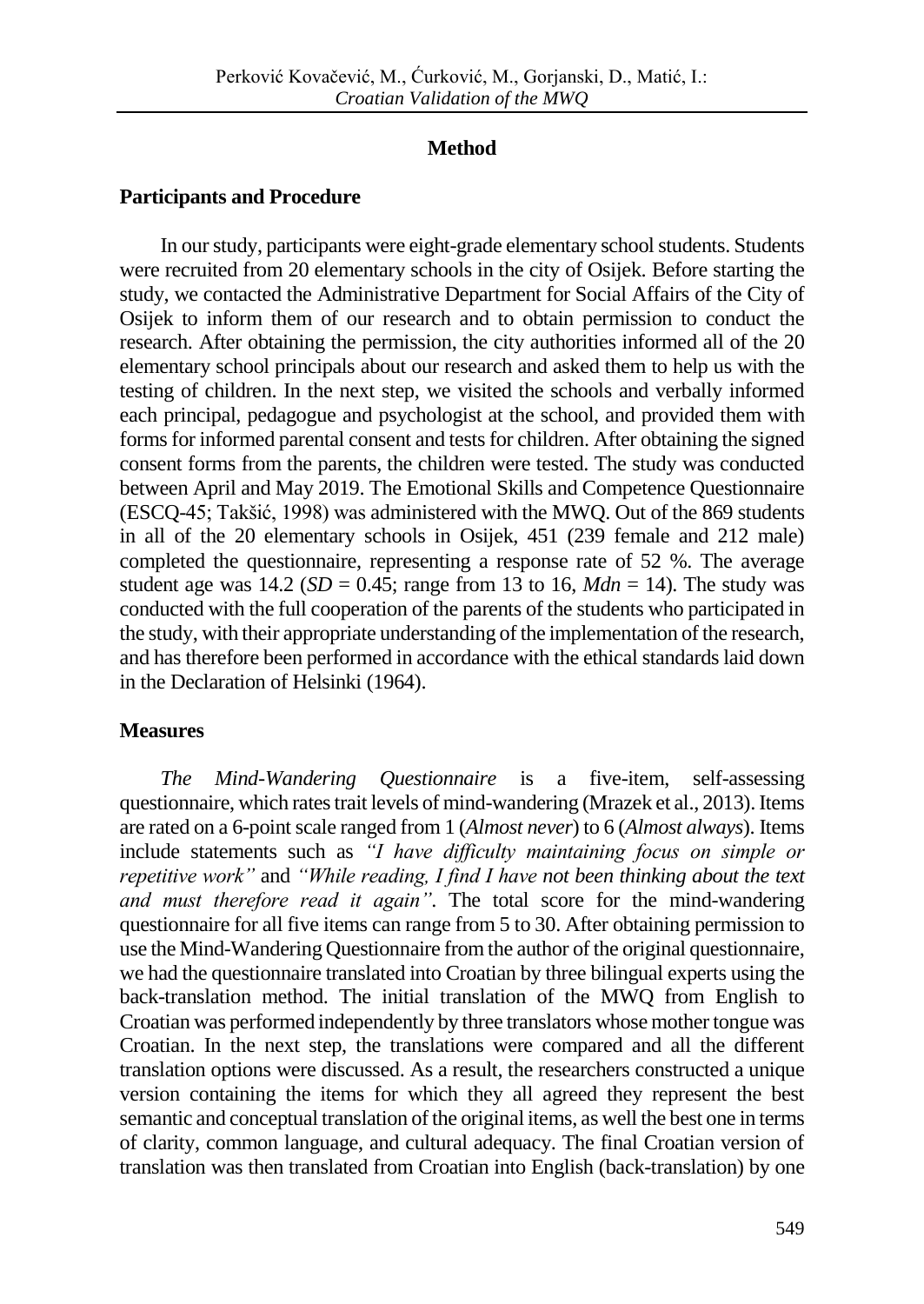## Method

### Participants and Procedure

In our study, participants were eight-grade elementary school students. Students were recruited from 20 elementary schools in the city of Osijek. Before starting the study, we contacted the Administrative Department for Social Affairs of the City of Osijek to inform them of our research and to obtain permission to conduct the research. After obtaining the permission, the city authorities informed all of the 20 elementary school principals about our research and asked them to help us with the testing of children. In the next step, we visited the schools and verbally informed each principal, pedagogue and psychologist at the school, and provided them with forms for informed parental consent and tests for children. After obtaining the signed consent forms from the parents, the children were tested. The study was conducted between April and May 2019. The Emotional Skills and Competence Questionnaire (ESCQ-45; Takšić, 1998) was administered with the MWQ. Out of the 869 students in all of the 20 elementary schools in Osijek, 451 (239 female and 212 male) completed the questionnaire, representing a response rate of 52 %. The average student age was 14.2 (*SD* = 0.45; range from 13 to 16, *Mdn* = 14). The study was conducted with the full cooperation of the parents of the students who participated in the study, with their appropriate understanding of the implementation of the research, and has therefore been performed in accordance with the ethical standards laid down in the Declaration of Helsinki (1964).

### Measures

*The Mind-Wandering Questionnaire* is a five-item, self-assessing questionnaire, which rates trait levels of mind-wandering (Mrazek et al., 2013). Items are rated on a 6-point scale ranged from 1 (*Almost never*) to 6 (*Almost always*). Items include statements such as *"I have difficulty maintaining focus on simple or repetitive work"* and *"While reading, I find I have not been thinking about the text and must therefore read it again"*. The total score for the mind-wandering questionnaire for all five items can range from 5 to 30. After obtaining permission to use the Mind-Wandering Questionnaire from the author of the original questionnaire, we had the questionnaire translated into Croatian by three bilingual experts using the back-translation method. The initial translation of the MWQ from English to Croatian was performed independently by three translators whose mother tongue was Croatian. In the next step, the translations were compared and all the different translation options were discussed. As a result, the researchers constructed a unique version containing the items for which they all agreed they represent the best semantic and conceptual translation of the original items, as well the best one in terms of clarity, common language, and cultural adequacy. The final Croatian version of translation was then translated from Croatian into English (back-translation) by one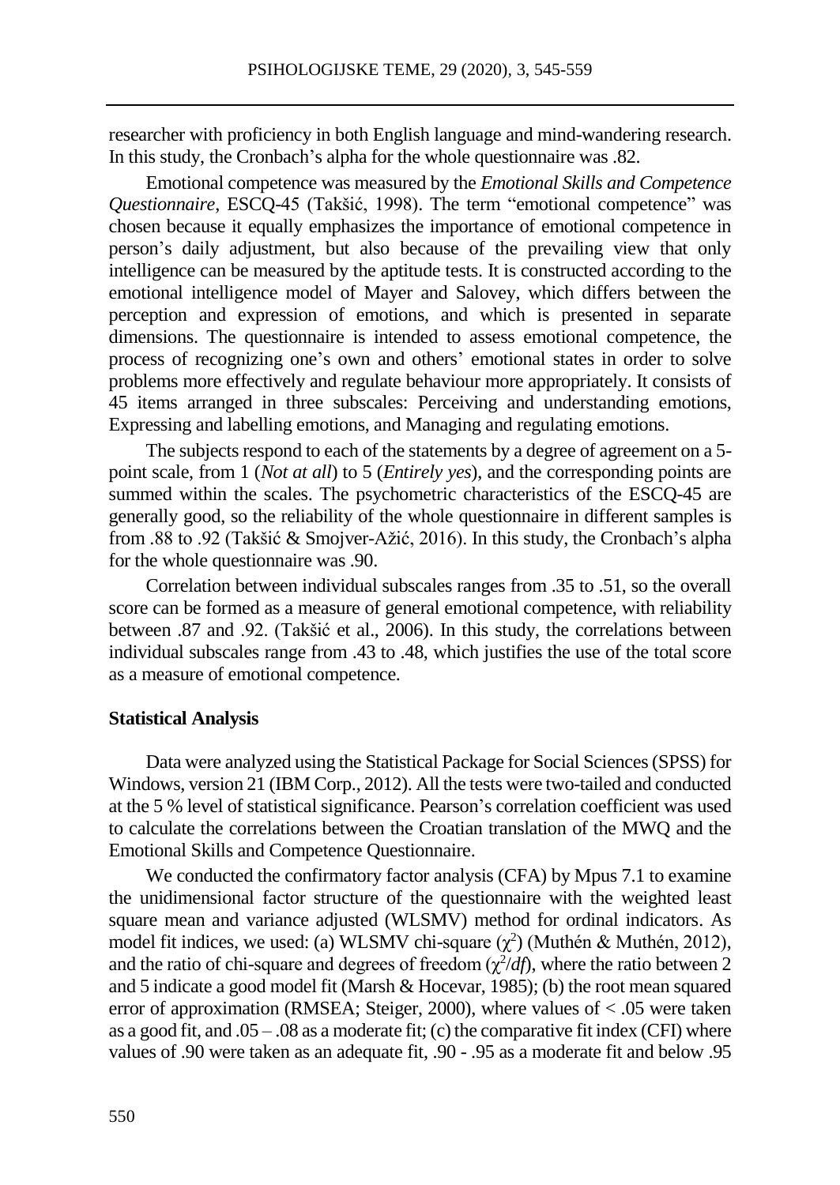researcher with proficiency in both English language and mind-wandering research. In this study, the Cronbach's alpha for the whole questionnaire was .82.

Emotional competence was measured by the *Emotional Skills and Competence Questionnaire*, ESCQ-45 (Takšić, 1998). The term "emotional competence" was chosen because it equally emphasizes the importance of emotional competence in person's daily adjustment, but also because of the prevailing view that only intelligence can be measured by the aptitude tests. It is constructed according to the emotional intelligence model of Mayer and Salovey, which differs between the perception and expression of emotions, and which is presented in separate dimensions. The questionnaire is intended to assess emotional competence, the process of recognizing one's own and others' emotional states in order to solve problems more effectively and regulate behaviour more appropriately. It consists of 45 items arranged in three subscales: Perceiving and understanding emotions, Expressing and labelling emotions, and Managing and regulating emotions.

The subjects respond to each of the statements by a degree of agreement on a 5-point scale, from 1 (*Not at all*) to 5 (*Entirely yes*), and the corresponding points are summed within the scales. The psychometric characteristics of the ESCQ-45 are generally good, so the reliability of the whole questionnaire in different samples is from .88 to .92 (Takšić & Smojver-Ažić, 2016). In this study, the Cronbach's alpha for the whole questionnaire was .90.

Correlation between individual subscales ranges from .35 to .51, so the overall score can be formed as a measure of general emotional competence, with reliability between .87 and .92. (Takšić et al., 2006). In this study, the correlations between individual subscales range from .43 to .48, which justifies the use of the total score as a measure of emotional competence.

### Statistical Analysis

Data were analyzed using the Statistical Package for Social Sciences (SPSS) for Windows, version 21 (IBM Corp., 2012). All the tests were two-tailed and conducted at the 5 % level of statistical significance. Pearson's correlation coefficient was used to calculate the correlations between the Croatian translation of the MWQ and the Emotional Skills and Competence Questionnaire.

We conducted the confirmatory factor analysis (CFA) by Mpus 7.1 to examine the unidimensional factor structure of the questionnaire with the weighted least square mean and variance adjusted (WLSMV) method for ordinal indicators. As model fit indices, we used: (a) WLSMV chi-square ($\chi^2$) (Muthén & Muthén, 2012), and the ratio of chi-square and degrees of freedom ($\chi^2/df$), where the ratio between 2 and 5 indicate a good model fit (Marsh & Hocevar, 1985); (b) the root mean squared error of approximation (RMSEA; Steiger, 2000), where values of < .05 were taken as a good fit, and .05 – .08 as a moderate fit; (c) the comparative fit index (CFI) where values of .90 were taken as an adequate fit, .90 - .95 as a moderate fit and below .95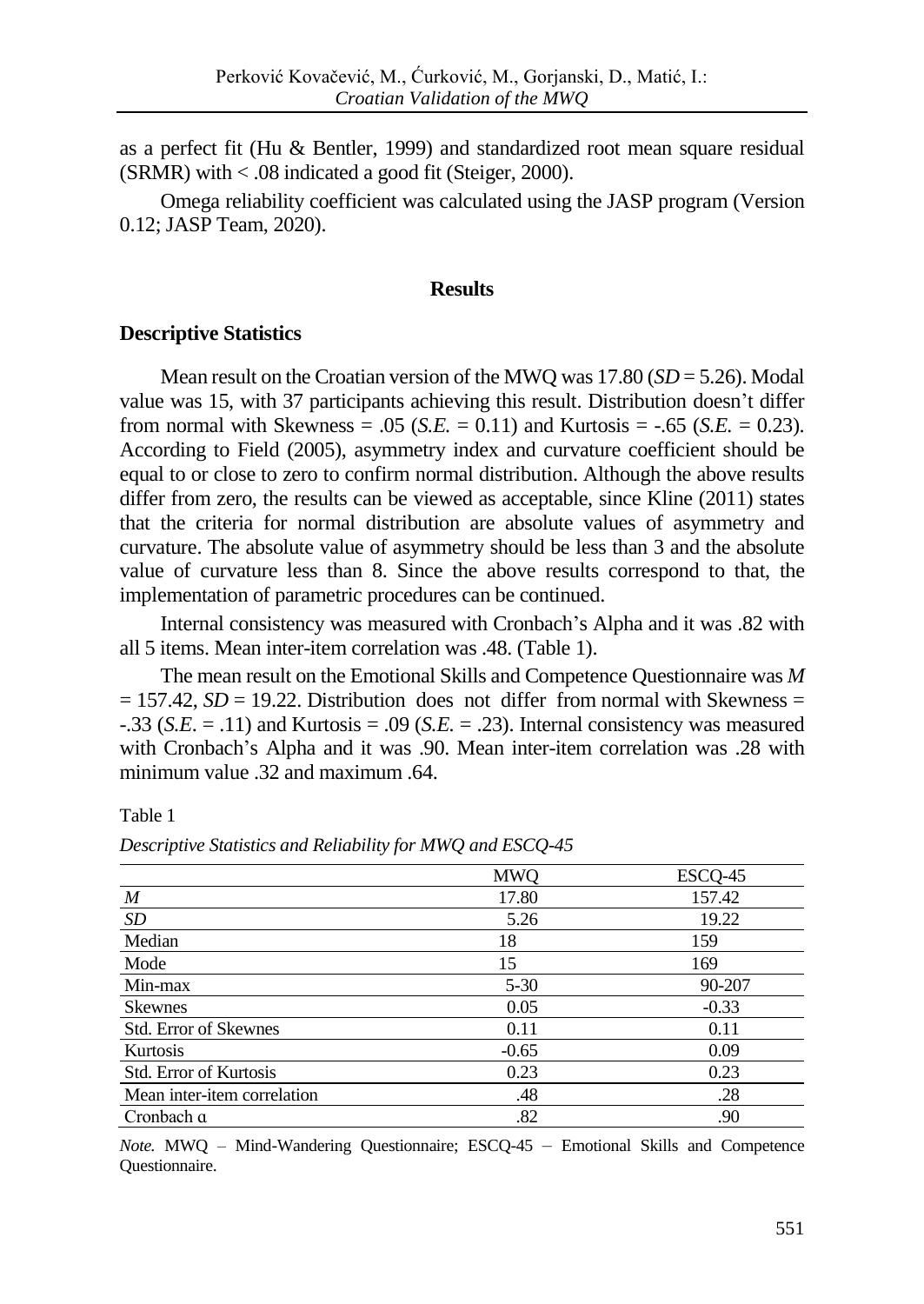as a perfect fit (Hu & Bentler, 1999) and standardized root mean square residual (SRMR) with < .08 indicated a good fit (Steiger, 2000).

Omega reliability coefficient was calculated using the JASP program (Version 0.12; JASP Team, 2020).

## Results

### Descriptive Statistics

Mean result on the Croatian version of the MWQ was 17.80 (*SD* = 5.26). Modal value was 15, with 37 participants achieving this result. Distribution doesn't differ from normal with Skewness = .05 (*S.E.* = 0.11) and Kurtosis = -.65 (*S.E.* = 0.23). According to Field (2005), asymmetry index and curvature coefficient should be equal to or close to zero to confirm normal distribution. Although the above results differ from zero, the results can be viewed as acceptable, since Kline (2011) states that the criteria for normal distribution are absolute values of asymmetry and curvature. The absolute value of asymmetry should be less than 3 and the absolute value of curvature less than 8. Since the above results correspond to that, the implementation of parametric procedures can be continued.

Internal consistency was measured with Cronbach's Alpha and it was .82 with all 5 items. Mean inter-item correlation was .48. (Table 1).

The mean result on the Emotional Skills and Competence Questionnaire was *M* = 157.42, *SD* = 19.22. Distribution does not differ from normal with Skewness = -.33 (*S.E.* = .11) and Kurtosis = .09 (*S.E.* = .23). Internal consistency was measured with Cronbach's Alpha and it was .90. Mean inter-item correlation was .28 with minimum value .32 and maximum .64.

Table 1

*Descriptive Statistics and Reliability for MWQ and ESCQ-45*

| | MWQ | ESCQ-45 |
|---|---|---|
| *M* | 17.80 | 157.42 |
| *SD* | 5.26 | 19.22 |
| Median | 18 | 159 |
| Mode | 15 | 169 |
| Min-max | 5-30 | 90-207 |
| Skewnes | 0.05 | -0.33 |
| Std. Error of Skewnes | 0.11 | 0.11 |
| Kurtosis | -0.65 | 0.09 |
| Std. Error of Kurtosis | 0.23 | 0.23 |
| Mean inter-item correlation | .48 | .28 |
| Cronbach α | .82 | .90 |

*Note.* MWQ – Mind-Wandering Questionnaire; ESCQ-45 – Emotional Skills and Competence Questionnaire.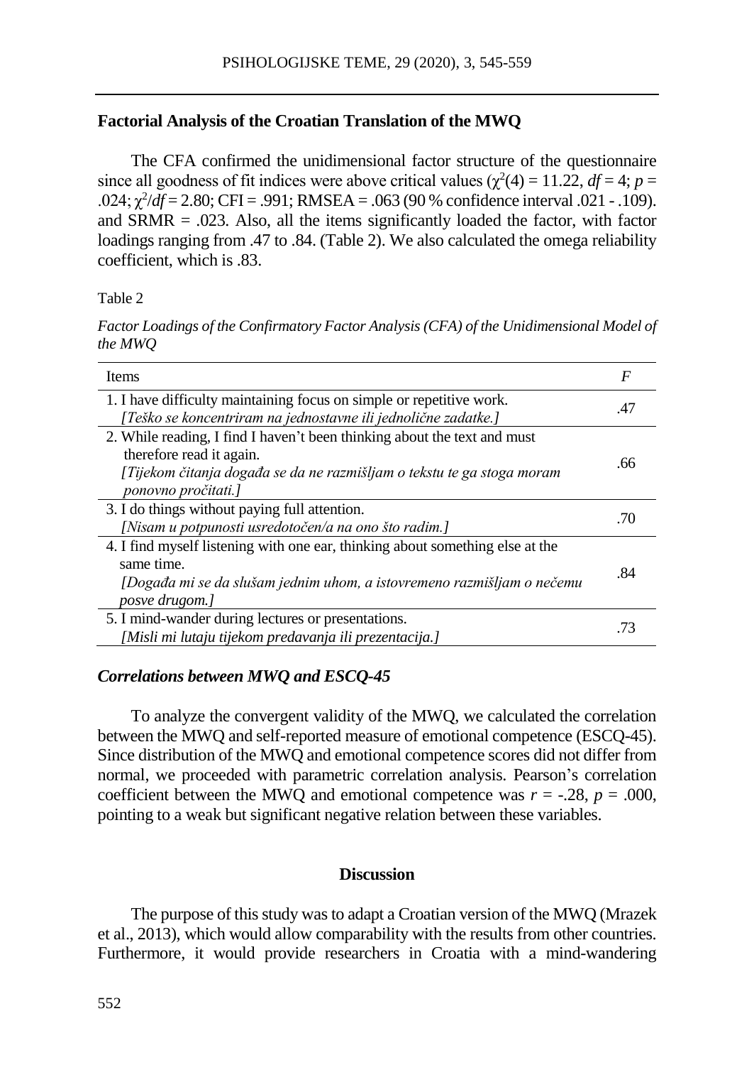### Factorial Analysis of the Croatian Translation of the MWQ

The CFA confirmed the unidimensional factor structure of the questionnaire since all goodness of fit indices were above critical values ($\chi^2(4) = 11.22$, $df = 4$; $p = .024$; $\chi^2/df = 2.80$; CFI = .991; RMSEA = .063 (90 % confidence interval .021 - .109). and SRMR = .023. Also, all the items significantly loaded the factor, with factor loadings ranging from .47 to .84. (Table 2). We also calculated the omega reliability coefficient, which is .83.

Table 2

*Factor Loadings of the Confirmatory Factor Analysis (CFA) of the Unidimensional Model of the MWQ*

| Items | *F* |
|---|---|
| 1. I have difficulty maintaining focus on simple or repetitive work. *[Teško se koncentriram na jednostavne ili jednolične zadatke.]* | .47 |
| 2. While reading, I find I haven't been thinking about the text and must therefore read it again. *[Tijekom čitanja događa se da ne razmišljam o tekstu te ga stoga moram ponovno pročitati.]* | .66 |
| 3. I do things without paying full attention. *[Nisam u potpunosti usredotočen/a na ono što radim.]* | .70 |
| 4. I find myself listening with one ear, thinking about something else at the same time. *[Događa mi se da slušam jednim uhom, a istovremeno razmišljam o nečemu posve drugom.]* | .84 |
| 5. I mind-wander during lectures or presentations. *[Misli mi lutaju tijekom predavanja ili prezentacija.]* | .73 |

### *Correlations between MWQ and ESCQ-45*

To analyze the convergent validity of the MWQ, we calculated the correlation between the MWQ and self-reported measure of emotional competence (ESCQ-45). Since distribution of the MWQ and emotional competence scores did not differ from normal, we proceeded with parametric correlation analysis. Pearson's correlation coefficient between the MWQ and emotional competence was $r = -.28$, $p = .000$, pointing to a weak but significant negative relation between these variables.

## Discussion

The purpose of this study was to adapt a Croatian version of the MWQ (Mrazek et al., 2013), which would allow comparability with the results from other countries. Furthermore, it would provide researchers in Croatia with a mind-wandering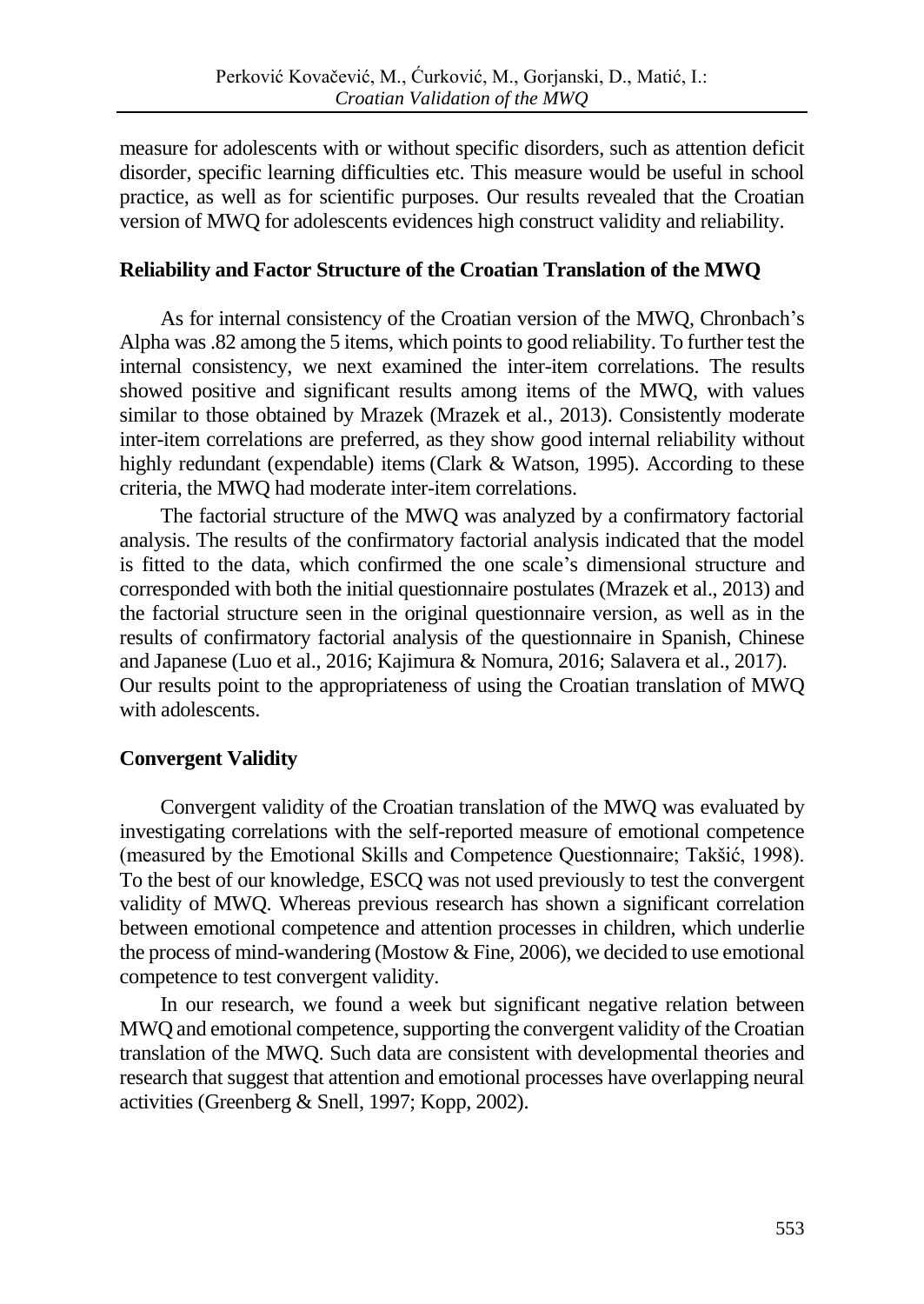measure for adolescents with or without specific disorders, such as attention deficit disorder, specific learning difficulties etc. This measure would be useful in school practice, as well as for scientific purposes. Our results revealed that the Croatian version of MWQ for adolescents evidences high construct validity and reliability.

### Reliability and Factor Structure of the Croatian Translation of the MWQ

As for internal consistency of the Croatian version of the MWQ, Chronbach's Alpha was .82 among the 5 items, which points to good reliability. To further test the internal consistency, we next examined the inter-item correlations. The results showed positive and significant results among items of the MWQ, with values similar to those obtained by Mrazek (Mrazek et al., 2013). Consistently moderate inter-item correlations are preferred, as they show good internal reliability without highly redundant (expendable) items (Clark & Watson, 1995). According to these criteria, the MWQ had moderate inter-item correlations.

The factorial structure of the MWQ was analyzed by a confirmatory factorial analysis. The results of the confirmatory factorial analysis indicated that the model is fitted to the data, which confirmed the one scale's dimensional structure and corresponded with both the initial questionnaire postulates (Mrazek et al., 2013) and the factorial structure seen in the original questionnaire version, as well as in the results of confirmatory factorial analysis of the questionnaire in Spanish, Chinese and Japanese (Luo et al., 2016; Kajimura & Nomura, 2016; Salavera et al., 2017). Our results point to the appropriateness of using the Croatian translation of MWQ with adolescents.

### Convergent Validity

Convergent validity of the Croatian translation of the MWQ was evaluated by investigating correlations with the self-reported measure of emotional competence (measured by the Emotional Skills and Competence Questionnaire; Takšić, 1998). To the best of our knowledge, ESCQ was not used previously to test the convergent validity of MWQ. Whereas previous research has shown a significant correlation between emotional competence and attention processes in children, which underlie the process of mind-wandering (Mostow & Fine, 2006), we decided to use emotional competence to test convergent validity.

In our research, we found a week but significant negative relation between MWQ and emotional competence, supporting the convergent validity of the Croatian translation of the MWQ. Such data are consistent with developmental theories and research that suggest that attention and emotional processes have overlapping neural activities (Greenberg & Snell, 1997; Kopp, 2002).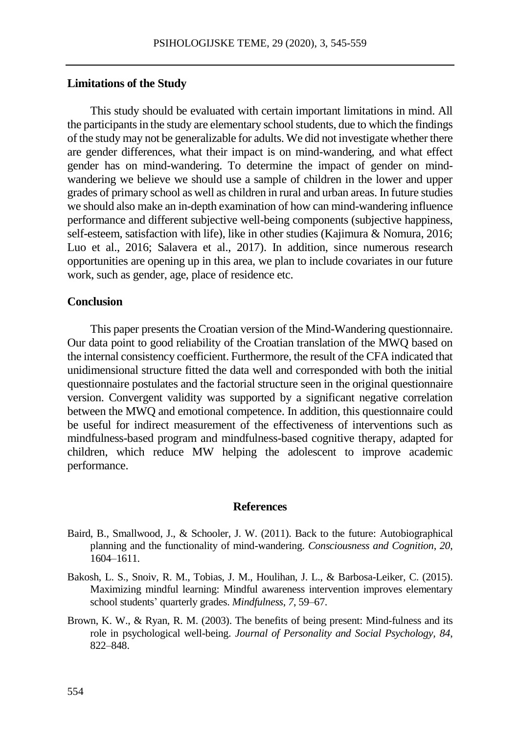### Limitations of the Study

This study should be evaluated with certain important limitations in mind. All the participants in the study are elementary school students, due to which the findings of the study may not be generalizable for adults. We did not investigate whether there are gender differences, what their impact is on mind-wandering, and what effect gender has on mind-wandering. To determine the impact of gender on mind-wandering we believe we should use a sample of children in the lower and upper grades of primary school as well as children in rural and urban areas. In future studies we should also make an in-depth examination of how can mind-wandering influence performance and different subjective well-being components (subjective happiness, self-esteem, satisfaction with life), like in other studies (Kajimura & Nomura, 2016; Luo et al., 2016; Salavera et al., 2017). In addition, since numerous research opportunities are opening up in this area, we plan to include covariates in our future work, such as gender, age, place of residence etc.

### Conclusion

This paper presents the Croatian version of the Mind-Wandering questionnaire. Our data point to good reliability of the Croatian translation of the MWQ based on the internal consistency coefficient. Furthermore, the result of the CFA indicated that unidimensional structure fitted the data well and corresponded with both the initial questionnaire postulates and the factorial structure seen in the original questionnaire version. Convergent validity was supported by a significant negative correlation between the MWQ and emotional competence. In addition, this questionnaire could be useful for indirect measurement of the effectiveness of interventions such as mindfulness-based program and mindfulness-based cognitive therapy, adapted for children, which reduce MW helping the adolescent to improve academic performance.

## References

Baird, B., Smallwood, J., & Schooler, J. W. (2011). Back to the future: Autobiographical planning and the functionality of mind-wandering. *Consciousness and Cognition*, *20*, 1604–1611.

Bakosh, L. S., Snoiv, R. M., Tobias, J. M., Houlihan, J. L., & Barbosa-Leiker, C. (2015). Maximizing mindful learning: Mindful awareness intervention improves elementary school students' quarterly grades. *Mindfulness*, *7*, 59–67.

Brown, K. W., & Ryan, R. M. (2003). The benefits of being present: Mind-fulness and its role in psychological well-being. *Journal of Personality and Social Psychology, 84*, 822–848.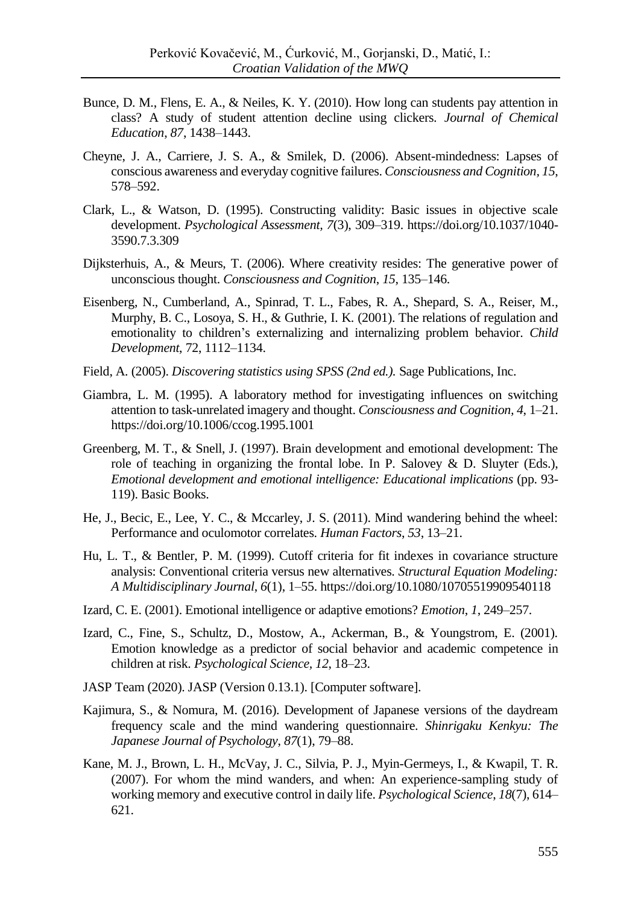Bunce, D. M., Flens, E. A., & Neiles, K. Y. (2010). How long can students pay attention in class? A study of student attention decline using clickers. *Journal of Chemical Education*, *87*, 1438–1443.

Cheyne, J. A., Carriere, J. S. A., & Smilek, D. (2006). Absent-mindedness: Lapses of conscious awareness and everyday cognitive failures. *Consciousness and Cognition*, *15*, 578–592.

Clark, L., & Watson, D. (1995). Constructing validity: Basic issues in objective scale development. *Psychological Assessment*, *7*(3), 309–319. https://doi.org/10.1037/1040-3590.7.3.309

Dijksterhuis, A., & Meurs, T. (2006). Where creativity resides: The generative power of unconscious thought. *Consciousness and Cognition*, *15*, 135–146.

Eisenberg, N., Cumberland, A., Spinrad, T. L., Fabes, R. A., Shepard, S. A., Reiser, M., Murphy, B. C., Losoya, S. H., & Guthrie, I. K. (2001). The relations of regulation and emotionality to children's externalizing and internalizing problem behavior. *Child Development*, 72, 1112–1134.

Field, A. (2005). *Discovering statistics using SPSS (2nd ed.).* Sage Publications, Inc.

Giambra, L. M. (1995). A laboratory method for investigating influences on switching attention to task-unrelated imagery and thought. *Consciousness and Cognition*, *4*, 1–21. https://doi.org/10.1006/ccog.1995.1001

Greenberg, M. T., & Snell, J. (1997). Brain development and emotional development: The role of teaching in organizing the frontal lobe. In P. Salovey & D. Sluyter (Eds.), *Emotional development and emotional intelligence: Educational implications* (pp. 93-119). Basic Books.

He, J., Becic, E., Lee, Y. C., & Mccarley, J. S. (2011). Mind wandering behind the wheel: Performance and oculomotor correlates. *Human Factors*, *53*, 13–21.

Hu, L. T., & Bentler, P. M. (1999). Cutoff criteria for fit indexes in covariance structure analysis: Conventional criteria versus new alternatives. *Structural Equation Modeling: A Multidisciplinary Journal*, *6*(1), 1–55. https://doi.org/10.1080/10705519909540118

Izard, C. E. (2001). Emotional intelligence or adaptive emotions? *Emotion*, *1*, 249–257.

Izard, C., Fine, S., Schultz, D., Mostow, A., Ackerman, B., & Youngstrom, E. (2001). Emotion knowledge as a predictor of social behavior and academic competence in children at risk. *Psychological Science*, *12*, 18–23.

JASP Team (2020). JASP (Version 0.13.1). [Computer software].

Kajimura, S., & Nomura, M. (2016). Development of Japanese versions of the daydream frequency scale and the mind wandering questionnaire. *Shinrigaku Kenkyu: The Japanese Journal of Psychology*, *87*(1), 79–88.

Kane, M. J., Brown, L. H., McVay, J. C., Silvia, P. J., Myin-Germeys, I., & Kwapil, T. R. (2007). For whom the mind wanders, and when: An experience-sampling study of working memory and executive control in daily life. *Psychological Science*, *18*(7), 614–621.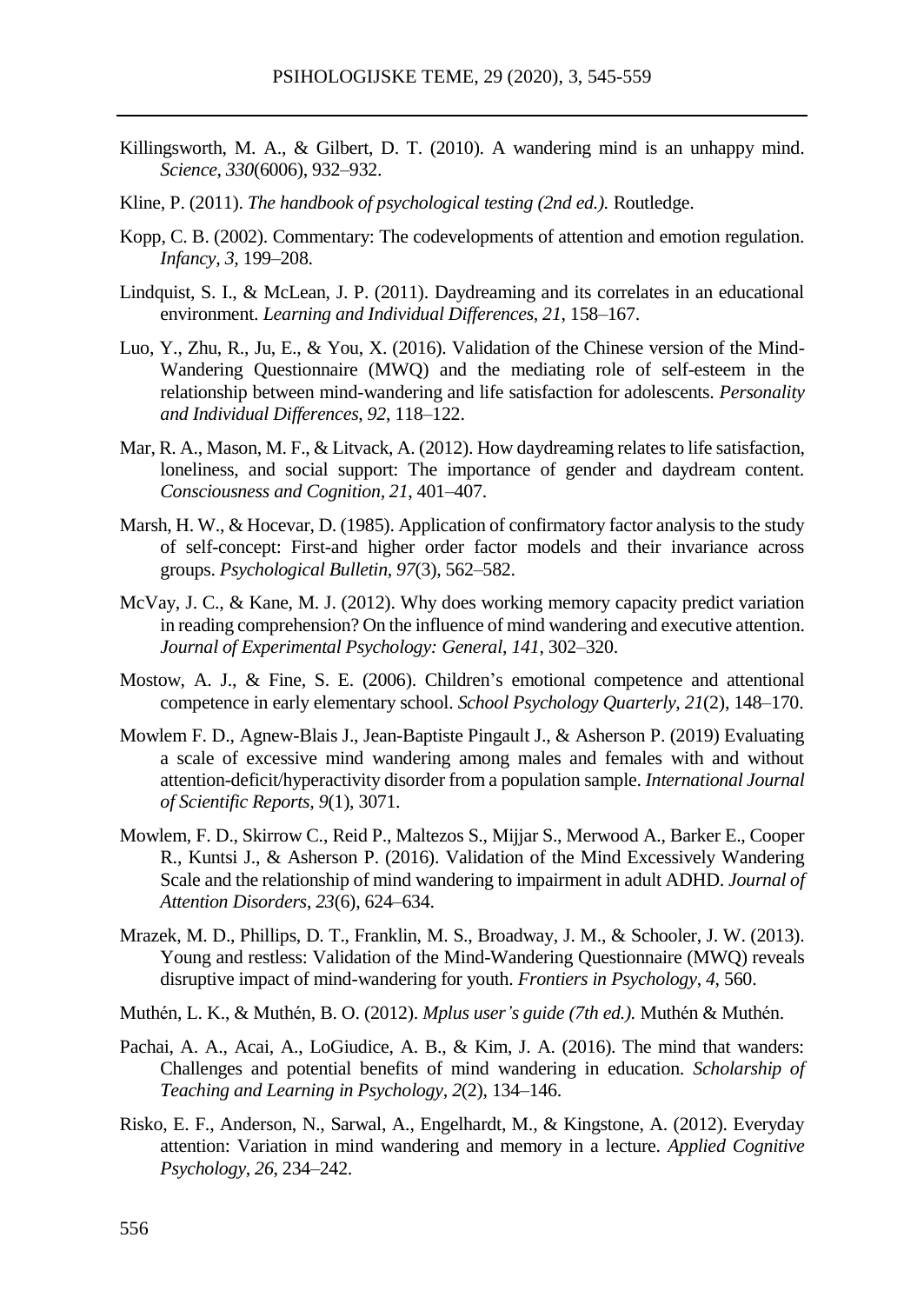Killingsworth, M. A., & Gilbert, D. T. (2010). A wandering mind is an unhappy mind. *Science, 330*(6006), 932–932.

Kline, P. (2011). *The handbook of psychological testing (2nd ed.).* Routledge.

Kopp, C. B. (2002). Commentary: The codevelopments of attention and emotion regulation. *Infancy*, *3*, 199–208.

Lindquist, S. I., & McLean, J. P. (2011). Daydreaming and its correlates in an educational environment. *Learning and Individual Differences*, *21*, 158–167.

Luo, Y., Zhu, R., Ju, E., & You, X. (2016). Validation of the Chinese version of the Mind-Wandering Questionnaire (MWQ) and the mediating role of self-esteem in the relationship between mind-wandering and life satisfaction for adolescents. *Personality and Individual Differences*, *92*, 118–122.

Mar, R. A., Mason, M. F., & Litvack, A. (2012). How daydreaming relates to life satisfaction, loneliness, and social support: The importance of gender and daydream content. *Consciousness and Cognition*, *21*, 401–407.

Marsh, H. W., & Hocevar, D. (1985). Application of confirmatory factor analysis to the study of self-concept: First-and higher order factor models and their invariance across groups. *Psychological Bulletin*, *97*(3), 562–582.

McVay, J. C., & Kane, M. J. (2012). Why does working memory capacity predict variation in reading comprehension? On the influence of mind wandering and executive attention. *Journal of Experimental Psychology: General*, *141*, 302–320.

Mostow, A. J., & Fine, S. E. (2006). Children's emotional competence and attentional competence in early elementary school. *School Psychology Quarterly*, *21*(2), 148–170.

Mowlem F. D., Agnew-Blais J., Jean-Baptiste Pingault J., & Asherson P. (2019) Evaluating a scale of excessive mind wandering among males and females with and without attention-deficit/hyperactivity disorder from a population sample. *International Journal of Scientific Reports*, *9*(1), 3071.

Mowlem, F. D., Skirrow C., Reid P., Maltezos S., Mijjar S., Merwood A., Barker E., Cooper R., Kuntsi J., & Asherson P. (2016). Validation of the Mind Excessively Wandering Scale and the relationship of mind wandering to impairment in adult ADHD. *Journal of Attention Disorders*, *23*(6), 624–634.

Mrazek, M. D., Phillips, D. T., Franklin, M. S., Broadway, J. M., & Schooler, J. W. (2013). Young and restless: Validation of the Mind-Wandering Questionnaire (MWQ) reveals disruptive impact of mind-wandering for youth. *Frontiers in Psychology*, *4*, 560.

Muthén, L. K., & Muthén, B. O. (2012). *Mplus user's guide (7th ed.).* Muthén & Muthén.

Pachai, A. A., Acai, A., LoGiudice, A. B., & Kim, J. A. (2016). The mind that wanders: Challenges and potential benefits of mind wandering in education. *Scholarship of Teaching and Learning in Psychology*, *2*(2), 134–146.

Risko, E. F., Anderson, N., Sarwal, A., Engelhardt, M., & Kingstone, A. (2012). Everyday attention: Variation in mind wandering and memory in a lecture. *Applied Cognitive Psychology*, *26*, 234–242.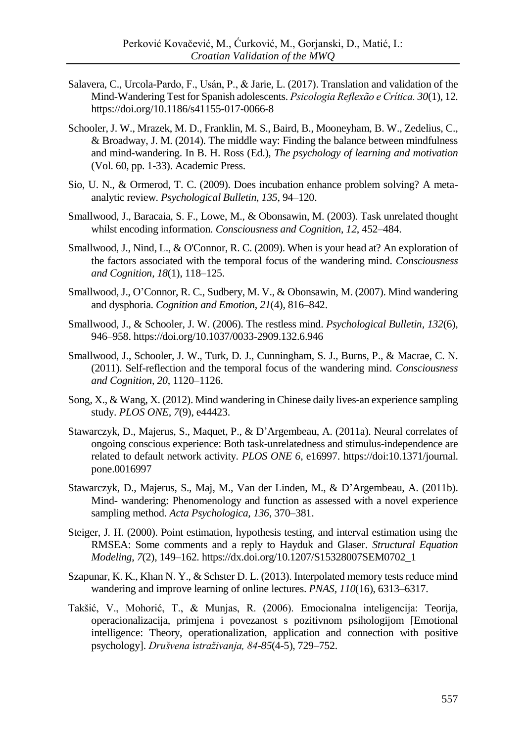Salavera, C., Urcola-Pardo, F., Usán, P., & Jarie, L. (2017). Translation and validation of the Mind-Wandering Test for Spanish adolescents. *Psicologia Reflexão e Crítica. 30*(1), 12. https://doi.org/10.1186/s41155-017-0066-8

Schooler, J. W., Mrazek, M. D., Franklin, M. S., Baird, B., Mooneyham, B. W., Zedelius, C., & Broadway, J. M. (2014). The middle way: Finding the balance between mindfulness and mind-wandering. In B. H. Ross (Ed.), *The psychology of learning and motivation* (Vol. 60, pp. 1-33). Academic Press.

Sio, U. N., & Ormerod, T. C. (2009). Does incubation enhance problem solving? A meta-analytic review. *Psychological Bulletin*, *135*, 94–120.

Smallwood, J., Baracaia, S. F., Lowe, M., & Obonsawin, M. (2003). Task unrelated thought whilst encoding information. *Consciousness and Cognition*, *12*, 452–484.

Smallwood, J., Nind, L., & O'Connor, R. C. (2009). When is your head at? An exploration of the factors associated with the temporal focus of the wandering mind. *Consciousness and Cognition*, *18*(1), 118–125.

Smallwood, J., O'Connor, R. C., Sudbery, M. V., & Obonsawin, M. (2007). Mind wandering and dysphoria. *Cognition and Emotion*, *21*(4), 816–842.

Smallwood, J., & Schooler, J. W. (2006). The restless mind. *Psychological Bulletin, 132*(6), 946–958. https://doi.org/10.1037/0033-2909.132.6.946

Smallwood, J., Schooler, J. W., Turk, D. J., Cunningham, S. J., Burns, P., & Macrae, C. N. (2011). Self-reflection and the temporal focus of the wandering mind. *Consciousness and Cognition*, *20*, 1120–1126.

Song, X., & Wang, X. (2012). Mind wandering in Chinese daily lives-an experience sampling study. *PLOS ONE, 7*(9), e44423.

Stawarczyk, D., Majerus, S., Maquet, P., & D'Argembeau, A. (2011a). Neural correlates of ongoing conscious experience: Both task-unrelatedness and stimulus-independence are related to default network activity. *PLOS ONE 6*, e16997. https://doi:10.1371/journal.pone.0016997

Stawarczyk, D., Majerus, S., Maj, M., Van der Linden, M., & D'Argembeau, A. (2011b). Mind- wandering: Phenomenology and function as assessed with a novel experience sampling method. *Acta Psychologica*, *136*, 370–381.

Steiger, J. H. (2000). Point estimation, hypothesis testing, and interval estimation using the RMSEA: Some comments and a reply to Hayduk and Glaser. *Structural Equation Modeling*, *7*(2), 149–162. https://dx.doi.org/10.1207/S15328007SEM0702_1

Szapunar, K. K., Khan N. Y., & Schster D. L. (2013). Interpolated memory tests reduce mind wandering and improve learning of online lectures. *PNAS*, *110*(16), 6313–6317.

Takšić, V., Mohorić, T., & Munjas, R. (2006). Emocionalna inteligencija: Teorija, operacionalizacija, primjena i povezanost s pozitivnom psihologijom [Emotional intelligence: Theory, operationalization, application and connection with positive psychology]. *Društvena istraživanja, 84-85*(4-5), 729–752.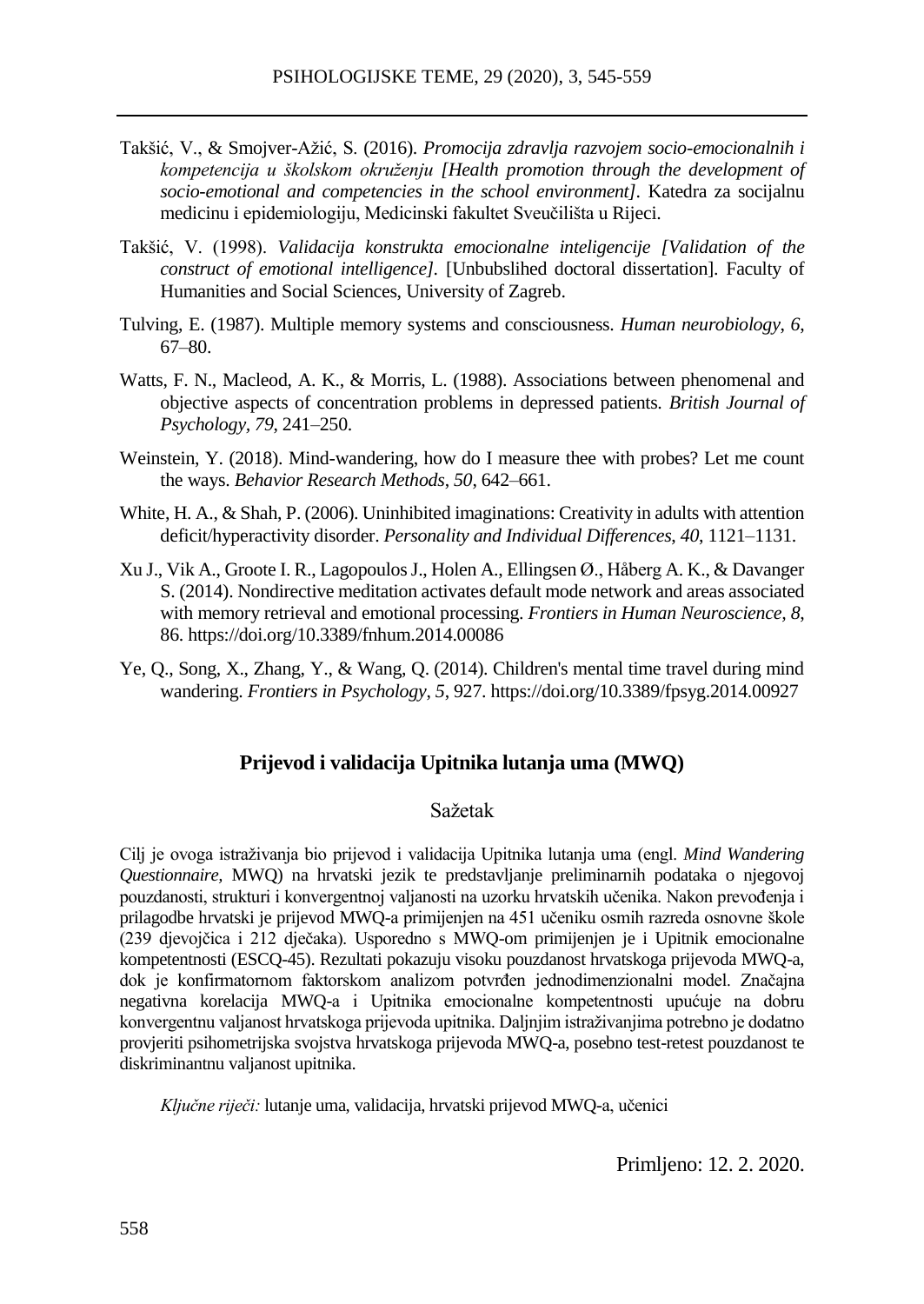Takšić, V., & Smojver-Ažić, S. (2016). *Promocija zdravlja razvojem socio-emocionalnih i kompetencija u školskom okruženju [Health promotion through the development of socio-emotional and competencies in the school environment]*. Katedra za socijalnu medicinu i epidemiologiju, Medicinski fakultet Sveučilišta u Rijeci.

Takšić, V. (1998). *Validacija konstrukta emocionalne inteligencije [Validation of the construct of emotional intelligence]*. [Unbubslihed doctoral dissertation]. Faculty of Humanities and Social Sciences, University of Zagreb.

Tulving, E. (1987). Multiple memory systems and consciousness. *Human neurobiology*, *6*, 67–80.

Watts, F. N., Macleod, A. K., & Morris, L. (1988). Associations between phenomenal and objective aspects of concentration problems in depressed patients. *British Journal of Psychology*, *79*, 241–250.

Weinstein, Y. (2018). Mind-wandering, how do I measure thee with probes? Let me count the ways. *Behavior Research Methods*, *50*, 642–661.

White, H. A., & Shah, P. (2006). Uninhibited imaginations: Creativity in adults with attention deficit/hyperactivity disorder. *Personality and Individual Differences*, *40*, 1121–1131.

Xu J., Vik A., Groote I. R., Lagopoulos J., Holen A., Ellingsen Ø., Håberg A. K., & Davanger S. (2014). Nondirective meditation activates default mode network and areas associated with memory retrieval and emotional processing. *Frontiers in Human Neuroscience*, *8*, 86. https://doi.org/10.3389/fnhum.2014.00086

Ye, Q., Song, X., Zhang, Y., & Wang, Q. (2014). Children's mental time travel during mind wandering. *Frontiers in Psychology*, *5*, 927. https://doi.org/10.3389/fpsyg.2014.00927

## Prijevod i validacija Upitnika lutanja uma (MWQ)

### Sažetak

Cilj je ovoga istraživanja bio prijevod i validacija Upitnika lutanja uma (engl. *Mind Wandering Questionnaire,* MWQ) na hrvatski jezik te predstavljanje preliminarnih podataka o njegovoj pouzdanosti, strukturi i konvergentnoj valjanosti na uzorku hrvatskih učenika. Nakon prevođenja i prilagodbe hrvatski je prijevod MWQ-a primijenjen na 451 učeniku osmih razreda osnovne škole (239 djevojčica i 212 dječaka). Usporedno s MWQ-om primijenjen je i Upitnik emocionalne kompetentnosti (ESCQ-45). Rezultati pokazuju visoku pouzdanost hrvatskoga prijevoda MWQ-a, dok je konfirmatornom faktorskom analizom potvrđen jednodimenzionalni model. Značajna negativna korelacija MWQ-a i Upitnika emocionalne kompetentnosti upućuje na dobru konvergentnu valjanost hrvatskoga prijevoda upitnika. Daljnjim istraživanjima potrebno je dodatno provjeriti psihometrijska svojstva hrvatskoga prijevoda MWQ-a, posebno test-retest pouzdanost te diskriminantnu valjanost upitnika.

*Ključne riječi:* lutanje uma, validacija, hrvatski prijevod MWQ-a, učenici

Primljeno: 12. 2. 2020.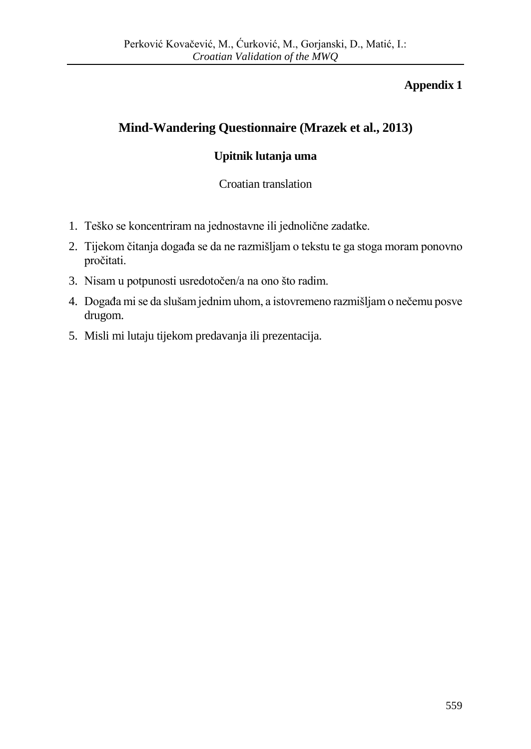**Appendix 1**

## Mind-Wandering Questionnaire (Mrazek et al., 2013)

### Upitnik lutanja uma

Croatian translation

1. Teško se koncentriram na jednostavne ili jednolične zadatke.
2. Tijekom čitanja događa se da ne razmišljam o tekstu te ga stoga moram ponovno pročitati.
3. Nisam u potpunosti usredotočen/a na ono što radim.
4. Događa mi se da slušam jednim uhom, a istovremeno razmišljam o nečemu posve drugom.
5. Misli mi lutaju tijekom predavanja ili prezentacija.